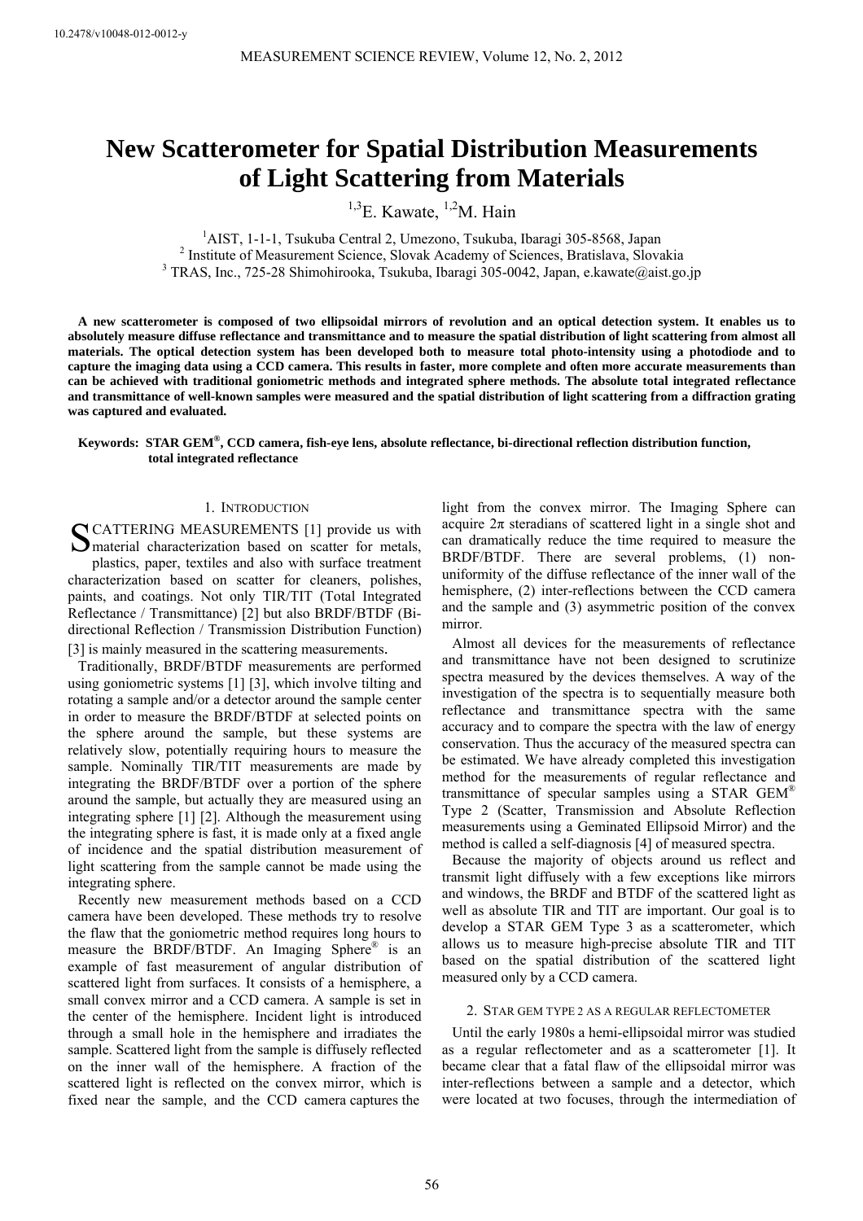10.2478/v10048-012-0012-y

# New Scatterometer for Spatial Distribution Measurements of Light Scattering from Materials

[1,3]E. Kawate, [1,2]M. Hain

[1]AIST, 1-1-1, Tsukuba Central 2, Umezono, Tsukuba, Ibaragi 305-8568, Japan
[2] Institute of Measurement Science, Slovak Academy of Sciences, Bratislava, Slovakia
[3] TRAS, Inc., 725-28 Shimohirooka, Tsukuba, Ibaragi 305-0042, Japan, e.kawate@aist.go.jp

**A new scatterometer is composed of two ellipsoidal mirrors of revolution and an optical detection system. It enables us to absolutely measure diffuse reflectance and transmittance and to measure the spatial distribution of light scattering from almost all materials. The optical detection system has been developed both to measure total photo-intensity using a photodiode and to capture the imaging data using a CCD camera. This results in faster, more complete and often more accurate measurements than can be achieved with traditional goniometric methods and integrated sphere methods. The absolute total integrated reflectance and transmittance of well-known samples were measured and the spatial distribution of light scattering from a diffraction grating was captured and evaluated.**

**Keywords: STAR GEM®, CCD camera, fish-eye lens, absolute reflectance, bi-directional reflection distribution function, total integrated reflectance**

## 1. Introduction

Scattering measurements [1] provide us with material characterization based on scatter for metals, plastics, paper, textiles and also with surface treatment characterization based on scatter for cleaners, polishes, paints, and coatings. Not only TIR/TIT (Total Integrated Reflectance / Transmittance) [2] but also BRDF/BTDF (Bi-directional Reflection / Transmission Distribution Function) [3] is mainly measured in the scattering measurements.

Traditionally, BRDF/BTDF measurements are performed using goniometric systems [1] [3], which involve tilting and rotating a sample and/or a detector around the sample center in order to measure the BRDF/BTDF at selected points on the sphere around the sample, but these systems are relatively slow, potentially requiring hours to measure the sample. Nominally TIR/TIT measurements are made by integrating the BRDF/BTDF over a portion of the sphere around the sample, but actually they are measured using an integrating sphere [1] [2]. Although the measurement using the integrating sphere is fast, it is made only at a fixed angle of incidence and the spatial distribution measurement of light scattering from the sample cannot be made using the integrating sphere.

Recently new measurement methods based on a CCD camera have been developed. These methods try to resolve the flaw that the goniometric method requires long hours to measure the BRDF/BTDF. An Imaging Sphere® is an example of fast measurement of angular distribution of scattered light from surfaces. It consists of a hemisphere, a small convex mirror and a CCD camera. A sample is set in the center of the hemisphere. Incident light is introduced through a small hole in the hemisphere and irradiates the sample. Scattered light from the sample is diffusely reflected on the inner wall of the hemisphere. A fraction of the scattered light is reflected on the convex mirror, which is fixed near the sample, and the CCD camera captures the light from the convex mirror. The Imaging Sphere can acquire $2\pi$ steradians of scattered light in a single shot and can dramatically reduce the time required to measure the BRDF/BTDF. There are several problems, (1) non-uniformity of the diffuse reflectance of the inner wall of the hemisphere, (2) inter-reflections between the CCD camera and the sample and (3) asymmetric position of the convex mirror.

Almost all devices for the measurements of reflectance and transmittance have not been designed to scrutinize spectra measured by the devices themselves. A way of the investigation of the spectra is to sequentially measure both reflectance and transmittance spectra with the same accuracy and to compare the spectra with the law of energy conservation. Thus the accuracy of the measured spectra can be estimated. We have already completed this investigation method for the measurements of regular reflectance and transmittance of specular samples using a STAR GEM® Type 2 (Scatter, Transmission and Absolute Reflection measurements using a Geminated Ellipsoid Mirror) and the method is called a self-diagnosis [4] of measured spectra.

Because the majority of objects around us reflect and transmit light diffusely with a few exceptions like mirrors and windows, the BRDF and BTDF of the scattered light as well as absolute TIR and TIT are important. Our goal is to develop a STAR GEM Type 3 as a scatterometer, which allows us to measure high-precise absolute TIR and TIT based on the spatial distribution of the scattered light measured only by a CCD camera.

## 2. STAR GEM type 2 as a regular reflectometer

Until the early 1980s a hemi-ellipsoidal mirror was studied as a regular reflectometer and as a scatterometer [1]. It became clear that a fatal flaw of the ellipsoidal mirror was inter-reflections between a sample and a detector, which were located at two focuses, through the intermediation of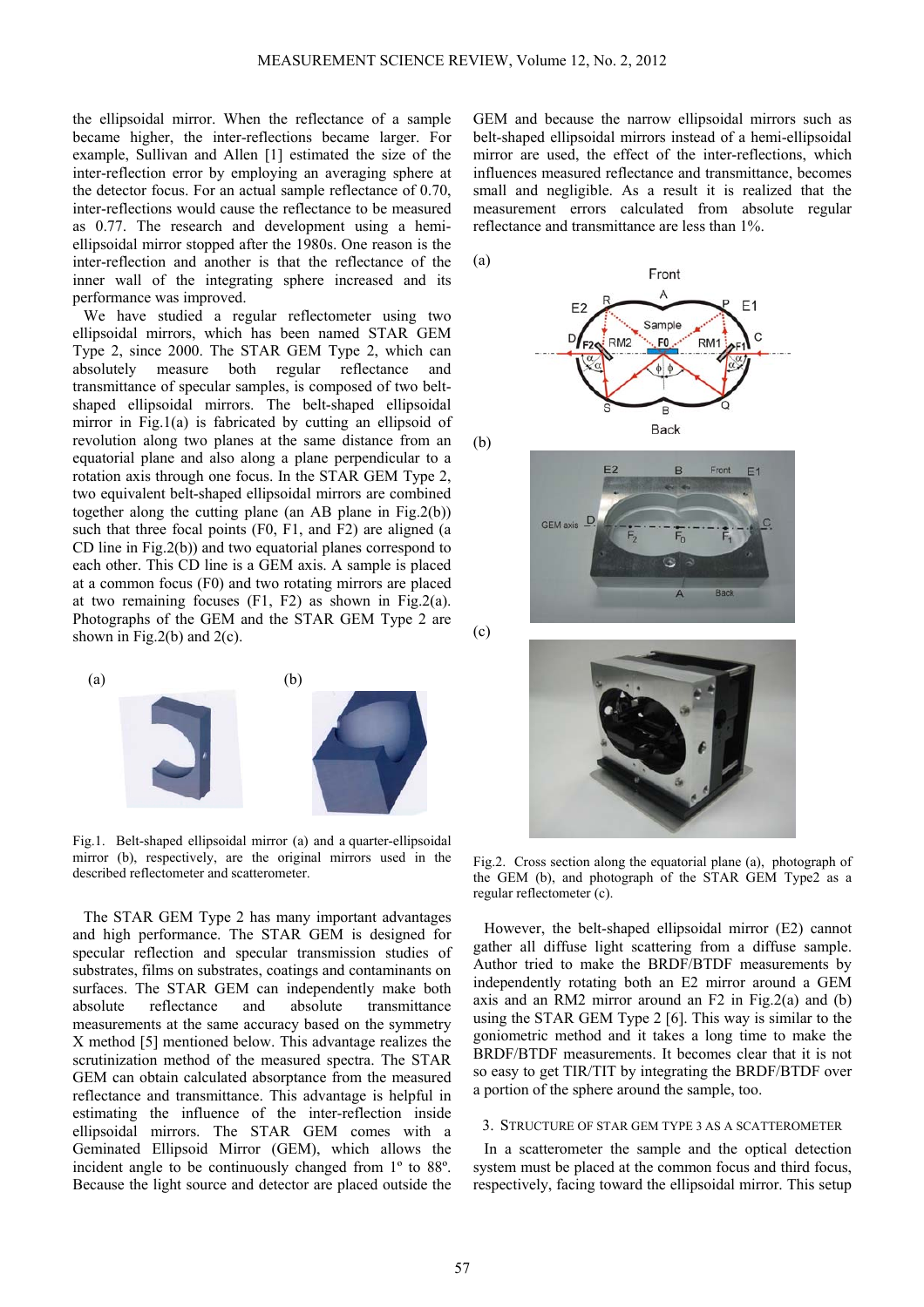the ellipsoidal mirror. When the reflectance of a sample became higher, the inter-reflections became larger. For example, Sullivan and Allen [1] estimated the size of the inter-reflection error by employing an averaging sphere at the detector focus. For an actual sample reflectance of 0.70, inter-reflections would cause the reflectance to be measured as 0.77. The research and development using a hemi-ellipsoidal mirror stopped after the 1980s. One reason is the inter-reflection and another is that the reflectance of the inner wall of the integrating sphere increased and its performance was improved.

We have studied a regular reflectometer using two ellipsoidal mirrors, which has been named STAR GEM Type 2, since 2000. The STAR GEM Type 2, which can absolutely measure both regular reflectance and transmittance of specular samples, is composed of two belt-shaped ellipsoidal mirrors. The belt-shaped ellipsoidal mirror in Fig.1(a) is fabricated by cutting an ellipsoid of revolution along two planes at the same distance from an equatorial plane and also along a plane perpendicular to a rotation axis through one focus. In the STAR GEM Type 2, two equivalent belt-shaped ellipsoidal mirrors are combined together along the cutting plane (an AB plane in Fig.2(b)) such that three focal points (F0, F1, and F2) are aligned (a CD line in Fig.2(b)) and two equatorial planes correspond to each other. This CD line is a GEM axis. A sample is placed at a common focus (F0) and two rotating mirrors are placed at two remaining focuses (F1, F2) as shown in Fig.2(a). Photographs of the GEM and the STAR GEM Type 2 are shown in Fig.2(b) and 2(c).

Fig.1. Belt-shaped ellipsoidal mirror (a) and a quarter-ellipsoidal mirror (b), respectively, are the original mirrors used in the described reflectometer and scatterometer.

The STAR GEM Type 2 has many important advantages and high performance. The STAR GEM is designed for specular reflection and specular transmission studies of substrates, films on substrates, coatings and contaminants on surfaces. The STAR GEM can independently make both absolute reflectance and absolute transmittance measurements at the same accuracy based on the symmetry X method [5] mentioned below. This advantage realizes the scrutinization method of the measured spectra. The STAR GEM can obtain calculated absorptance from the measured reflectance and transmittance. This advantage is helpful in estimating the influence of the inter-reflection inside ellipsoidal mirrors. The STAR GEM comes with a Geminated Ellipsoid Mirror (GEM), which allows the incident angle to be continuously changed from 1º to 88º. Because the light source and detector are placed outside the GEM and because the narrow ellipsoidal mirrors such as belt-shaped ellipsoidal mirrors instead of a hemi-ellipsoidal mirror are used, the effect of the inter-reflections, which influences measured reflectance and transmittance, becomes small and negligible. As a result it is realized that the measurement errors calculated from absolute regular reflectance and transmittance are less than 1%.

Fig.2. Cross section along the equatorial plane (a), photograph of the GEM (b), and photograph of the STAR GEM Type2 as a regular reflectometer (c).

However, the belt-shaped ellipsoidal mirror (E2) cannot gather all diffuse light scattering from a diffuse sample. Author tried to make the BRDF/BTDF measurements by independently rotating both an E2 mirror around a GEM axis and an RM2 mirror around an F2 in Fig.2(a) and (b) using the STAR GEM Type 2 [6]. This way is similar to the goniometric method and it takes a long time to make the BRDF/BTDF measurements. It becomes clear that it is not so easy to get TIR/TIT by integrating the BRDF/BTDF over a portion of the sphere around the sample, too.

## 3. Structure of STAR GEM Type 3 as a Scatterometer

In a scatterometer the sample and the optical detection system must be placed at the common focus and third focus, respectively, facing toward the ellipsoidal mirror. This setup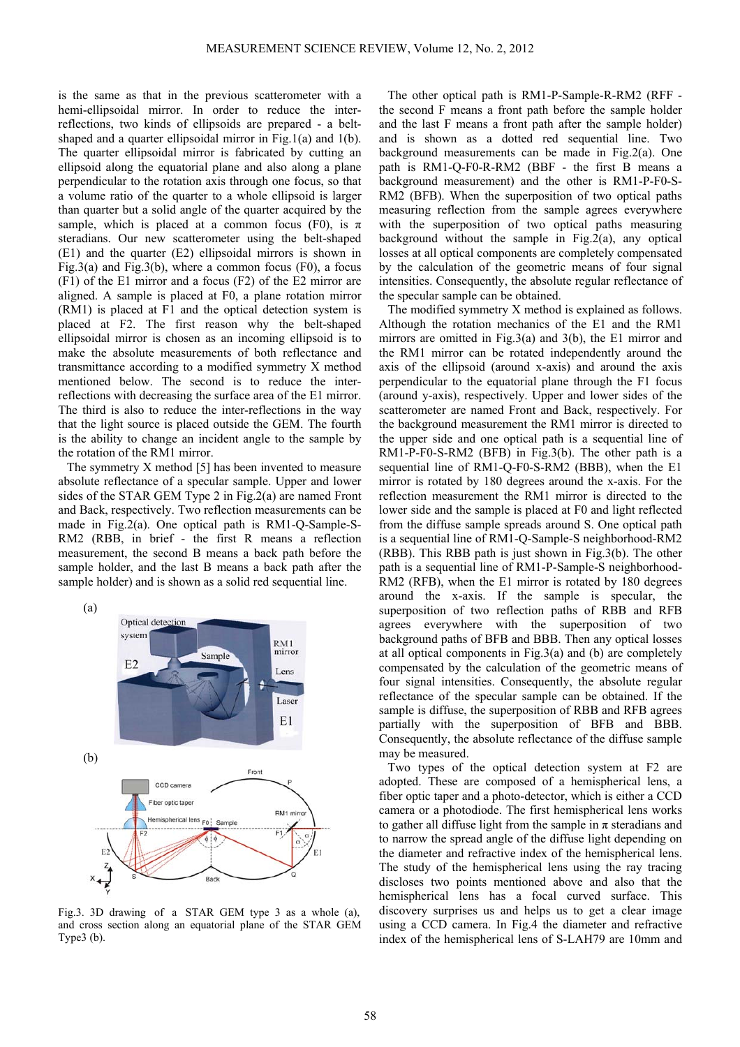is the same as that in the previous scatterometer with a hemi-ellipsoidal mirror. In order to reduce the inter-reflections, two kinds of ellipsoids are prepared - a belt-shaped and a quarter ellipsoidal mirror in Fig.1(a) and 1(b). The quarter ellipsoidal mirror is fabricated by cutting an ellipsoid along the equatorial plane and also along a plane perpendicular to the rotation axis through one focus, so that a volume ratio of the quarter to a whole ellipsoid is larger than quarter but a solid angle of the quarter acquired by the sample, which is placed at a common focus (F0), is π steradians. Our new scatterometer using the belt-shaped (E1) and the quarter (E2) ellipsoidal mirrors is shown in Fig.3(a) and Fig.3(b), where a common focus (F0), a focus (F1) of the E1 mirror and a focus (F2) of the E2 mirror are aligned. A sample is placed at F0, a plane rotation mirror (RM1) is placed at F1 and the optical detection system is placed at F2. The first reason why the belt-shaped ellipsoidal mirror is chosen as an incoming ellipsoid is to make the absolute measurements of both reflectance and transmittance according to a modified symmetry X method mentioned below. The second is to reduce the inter-reflections with decreasing the surface area of the E1 mirror. The third is also to reduce the inter-reflections in the way that the light source is placed outside the GEM. The fourth is the ability to change an incident angle to the sample by the rotation of the RM1 mirror.

The symmetry X method [5] has been invented to measure absolute reflectance of a specular sample. Upper and lower sides of the STAR GEM Type 2 in Fig.2(a) are named Front and Back, respectively. Two reflection measurements can be made in Fig.2(a). One optical path is RM1-Q-Sample-S-RM2 (RBB, in brief - the first R means a reflection measurement, the second B means a back path before the sample holder, and the last B means a back path after the sample holder) and is shown as a solid red sequential line.

Fig.3. 3D drawing of a STAR GEM type 3 as a whole (a), and cross section along an equatorial plane of the STAR GEM Type3 (b).

The other optical path is RM1-P-Sample-R-RM2 (RFF - the second F means a front path before the sample holder and the last F means a front path after the sample holder) and is shown as a dotted red sequential line. Two background measurements can be made in Fig.2(a). One path is RM1-Q-F0-R-RM2 (BBF - the first B means a background measurement) and the other is RM1-P-F0-S-RM2 (BFB). When the superposition of two optical paths measuring reflection from the sample agrees everywhere with the superposition of two optical paths measuring background without the sample in Fig.2(a), any optical losses at all optical components are completely compensated by the calculation of the geometric means of four signal intensities. Consequently, the absolute regular reflectance of the specular sample can be obtained.

The modified symmetry X method is explained as follows. Although the rotation mechanics of the E1 and the RM1 mirrors are omitted in Fig.3(a) and 3(b), the E1 mirror and the RM1 mirror can be rotated independently around the axis of the ellipsoid (around x-axis) and around the axis perpendicular to the equatorial plane through the F1 focus (around y-axis), respectively. Upper and lower sides of the scatterometer are named Front and Back, respectively. For the background measurement the RM1 mirror is directed to the upper side and one optical path is a sequential line of RM1-P-F0-S-RM2 (BFB) in Fig.3(b). The other path is a sequential line of RM1-Q-F0-S-RM2 (BBB), when the E1 mirror is rotated by 180 degrees around the x-axis. For the reflection measurement the RM1 mirror is directed to the lower side and the sample is placed at F0 and light reflected from the diffuse sample spreads around S. One optical path is a sequential line of RM1-Q-Sample-S neighborhood-RM2 (RBB). This RBB path is just shown in Fig.3(b). The other path is a sequential line of RM1-P-Sample-S neighborhood-RM2 (RFB), when the E1 mirror is rotated by 180 degrees around the x-axis. If the sample is specular, the superposition of two reflection paths of RBB and RFB agrees everywhere with the superposition of two background paths of BFB and BBB. Then any optical losses at all optical components in Fig.3(a) and (b) are completely compensated by the calculation of the geometric means of four signal intensities. Consequently, the absolute regular reflectance of the specular sample can be obtained. If the sample is diffuse, the superposition of RBB and RFB agrees partially with the superposition of BFB and BBB. Consequently, the absolute reflectance of the diffuse sample may be measured.

Two types of the optical detection system at F2 are adopted. These are composed of a hemispherical lens, a fiber optic taper and a photo-detector, which is either a CCD camera or a photodiode. The first hemispherical lens works to gather all diffuse light from the sample in π steradians and to narrow the spread angle of the diffuse light depending on the diameter and refractive index of the hemispherical lens. The study of the hemispherical lens using the ray tracing discloses two points mentioned above and also that the hemispherical lens has a focal curved surface. This discovery surprises us and helps us to get a clear image using a CCD camera. In Fig.4 the diameter and refractive index of the hemispherical lens of S-LAH79 are 10mm and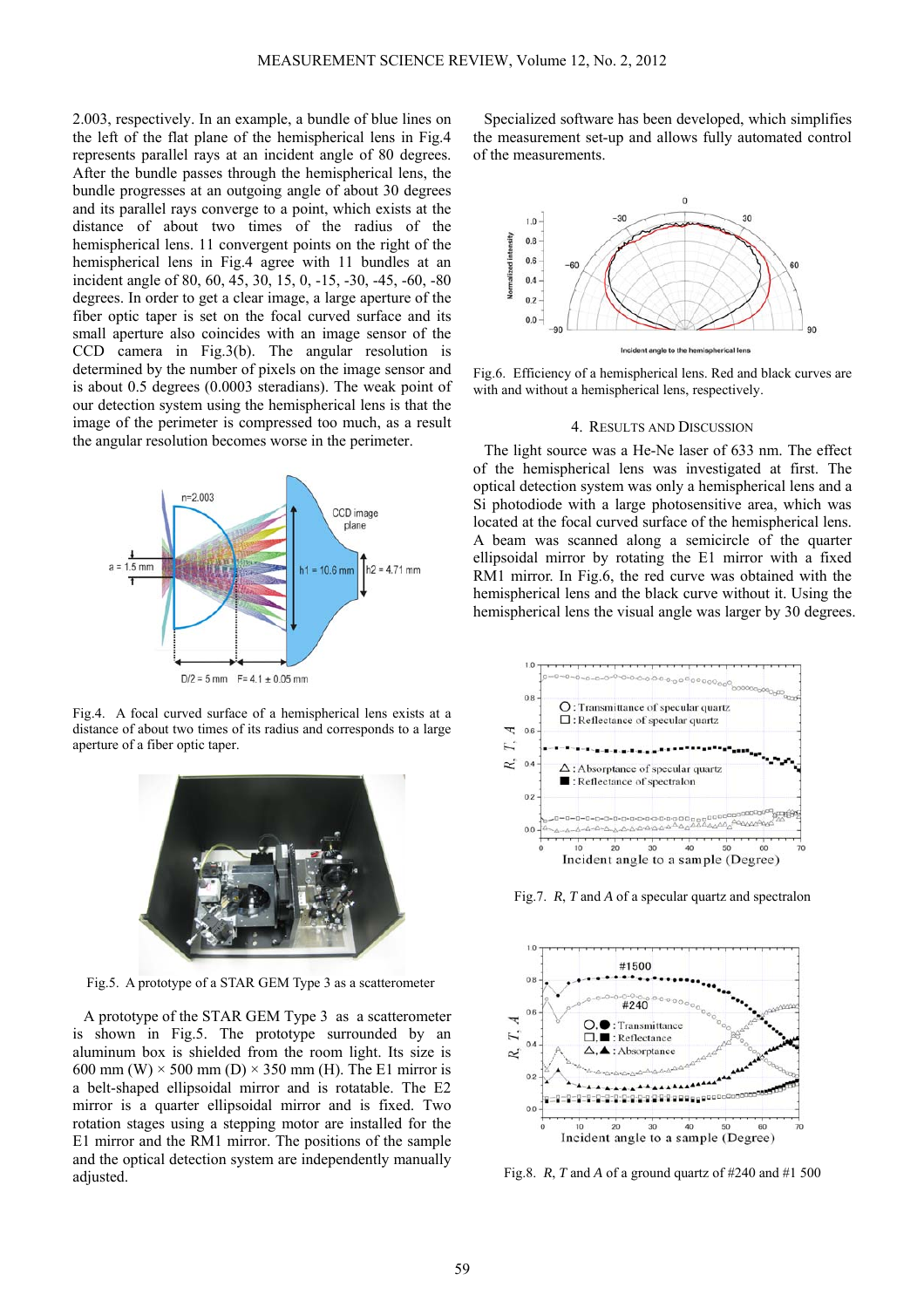2.003, respectively. In an example, a bundle of blue lines on the left of the flat plane of the hemispherical lens in Fig.4 represents parallel rays at an incident angle of 80 degrees. After the bundle passes through the hemispherical lens, the bundle progresses at an outgoing angle of about 30 degrees and its parallel rays converge to a point, which exists at the distance of about two times of the radius of the hemispherical lens. 11 convergent points on the right of the hemispherical lens in Fig.4 agree with 11 bundles at an incident angle of 80, 60, 45, 30, 15, 0, -15, -30, -45, -60, -80 degrees. In order to get a clear image, a large aperture of the fiber optic taper is set on the focal curved surface and its small aperture also coincides with an image sensor of the CCD camera in Fig.3(b). The angular resolution is determined by the number of pixels on the image sensor and is about 0.5 degrees (0.0003 steradians). The weak point of our detection system using the hemispherical lens is that the image of the perimeter is compressed too much, as a result the angular resolution becomes worse in the perimeter.

Fig.4. A focal curved surface of a hemispherical lens exists at a distance of about two times of its radius and corresponds to a large aperture of a fiber optic taper.

Fig.5. A prototype of a STAR GEM Type 3 as a scatterometer

A prototype of the STAR GEM Type 3 as a scatterometer is shown in Fig.5. The prototype surrounded by an aluminum box is shielded from the room light. Its size is 600 mm (W) × 500 mm (D) × 350 mm (H). The E1 mirror is a belt-shaped ellipsoidal mirror and is rotatable. The E2 mirror is a quarter ellipsoidal mirror and is fixed. Two rotation stages using a stepping motor are installed for the E1 mirror and the RM1 mirror. The positions of the sample and the optical detection system are independently manually adjusted.

Specialized software has been developed, which simplifies the measurement set-up and allows fully automated control of the measurements.

Fig.6. Efficiency of a hemispherical lens. Red and black curves are with and without a hemispherical lens, respectively.

## 4. RESULTS AND DISCUSSION

The light source was a He-Ne laser of 633 nm. The effect of the hemispherical lens was investigated at first. The optical detection system was only a hemispherical lens and a Si photodiode with a large photosensitive area, which was located at the focal curved surface of the hemispherical lens. A beam was scanned along a semicircle of the quarter ellipsoidal mirror by rotating the E1 mirror with a fixed RM1 mirror. In Fig.6, the red curve was obtained with the hemispherical lens and the black curve without it. Using the hemispherical lens the visual angle was larger by 30 degrees.

Fig.7. $R$, $T$ and $A$ of a specular quartz and spectralon

Fig.8. $R$, $T$ and $A$ of a ground quartz of #240 and #1 500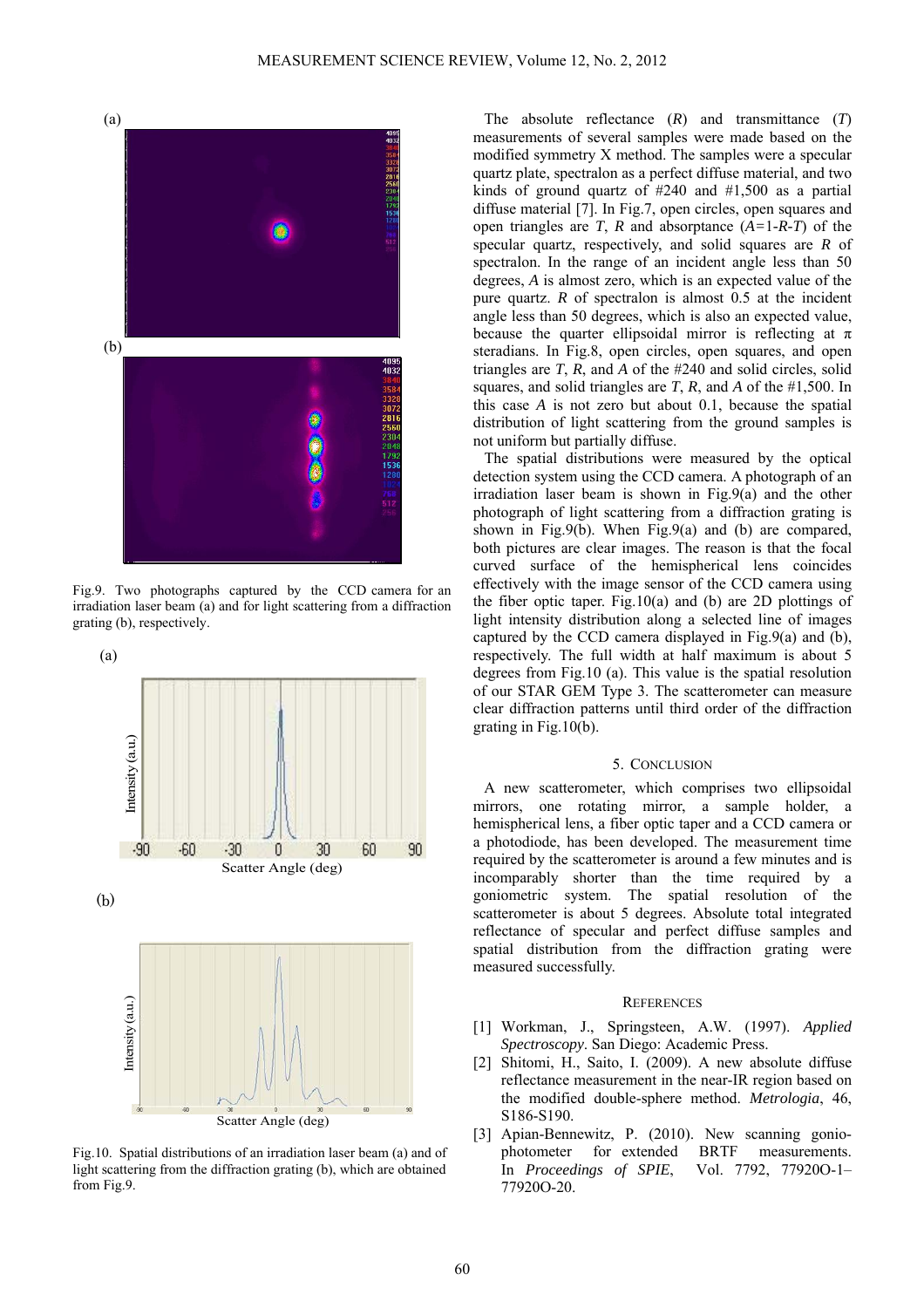(a)

(b)

Fig.9. Two photographs captured by the CCD camera for an irradiation laser beam (a) and for light scattering from a diffraction grating (b), respectively.

(a)

(b)

Fig.10. Spatial distributions of an irradiation laser beam (a) and of light scattering from the diffraction grating (b), which are obtained from Fig.9.

The absolute reflectance (*R*) and transmittance (*T*) measurements of several samples were made based on the modified symmetry X method. The samples were a specular quartz plate, spectralon as a perfect diffuse material, and two kinds of ground quartz of #240 and #1,500 as a partial diffuse material [7]. In Fig.7, open circles, open squares and open triangles are *T*, *R* and absorptance ($A$=1-$R$-$T$) of the specular quartz, respectively, and solid squares are *R* of spectralon. In the range of an incident angle less than 50 degrees, *A* is almost zero, which is an expected value of the pure quartz. *R* of spectralon is almost 0.5 at the incident angle less than 50 degrees, which is also an expected value, because the quarter ellipsoidal mirror is reflecting at $\pi$ steradians. In Fig.8, open circles, open squares, and open triangles are *T*, *R*, and *A* of the #240 and solid circles, solid squares, and solid triangles are *T*, *R*, and *A* of the #1,500. In this case *A* is not zero but about 0.1, because the spatial distribution of light scattering from the ground samples is not uniform but partially diffuse.

The spatial distributions were measured by the optical detection system using the CCD camera. A photograph of an irradiation laser beam is shown in Fig.9(a) and the other photograph of light scattering from a diffraction grating is shown in Fig.9(b). When Fig.9(a) and (b) are compared, both pictures are clear images. The reason is that the focal curved surface of the hemispherical lens coincides effectively with the image sensor of the CCD camera using the fiber optic taper. Fig.10(a) and (b) are 2D plottings of light intensity distribution along a selected line of images captured by the CCD camera displayed in Fig.9(a) and (b), respectively. The full width at half maximum is about 5 degrees from Fig.10 (a). This value is the spatial resolution of our STAR GEM Type 3. The scatterometer can measure clear diffraction patterns until third order of the diffraction grating in Fig.10(b).

## 5. Conclusion

A new scatterometer, which comprises two ellipsoidal mirrors, one rotating mirror, a sample holder, a hemispherical lens, a fiber optic taper and a CCD camera or a photodiode, has been developed. The measurement time required by the scatterometer is around a few minutes and is incomparably shorter than the time required by a goniometric system. The spatial resolution of the scatterometer is about 5 degrees. Absolute total integrated reflectance of specular and perfect diffuse samples and spatial distribution from the diffraction grating were measured successfully.

## References

[1] Workman, J., Springsteen, A.W. (1997). *Applied Spectroscopy*. San Diego: Academic Press.

[2] Shitomi, H., Saito, I. (2009). A new absolute diffuse reflectance measurement in the near-IR region based on the modified double-sphere method. *Metrologia*, 46, S186-S190.

[3] Apian-Bennewitz, P. (2010). New scanning gonio-photometer for extended BRTF measurements. In *Proceedings of SPIE*, Vol. 7792, 77920O-1–77920O-20.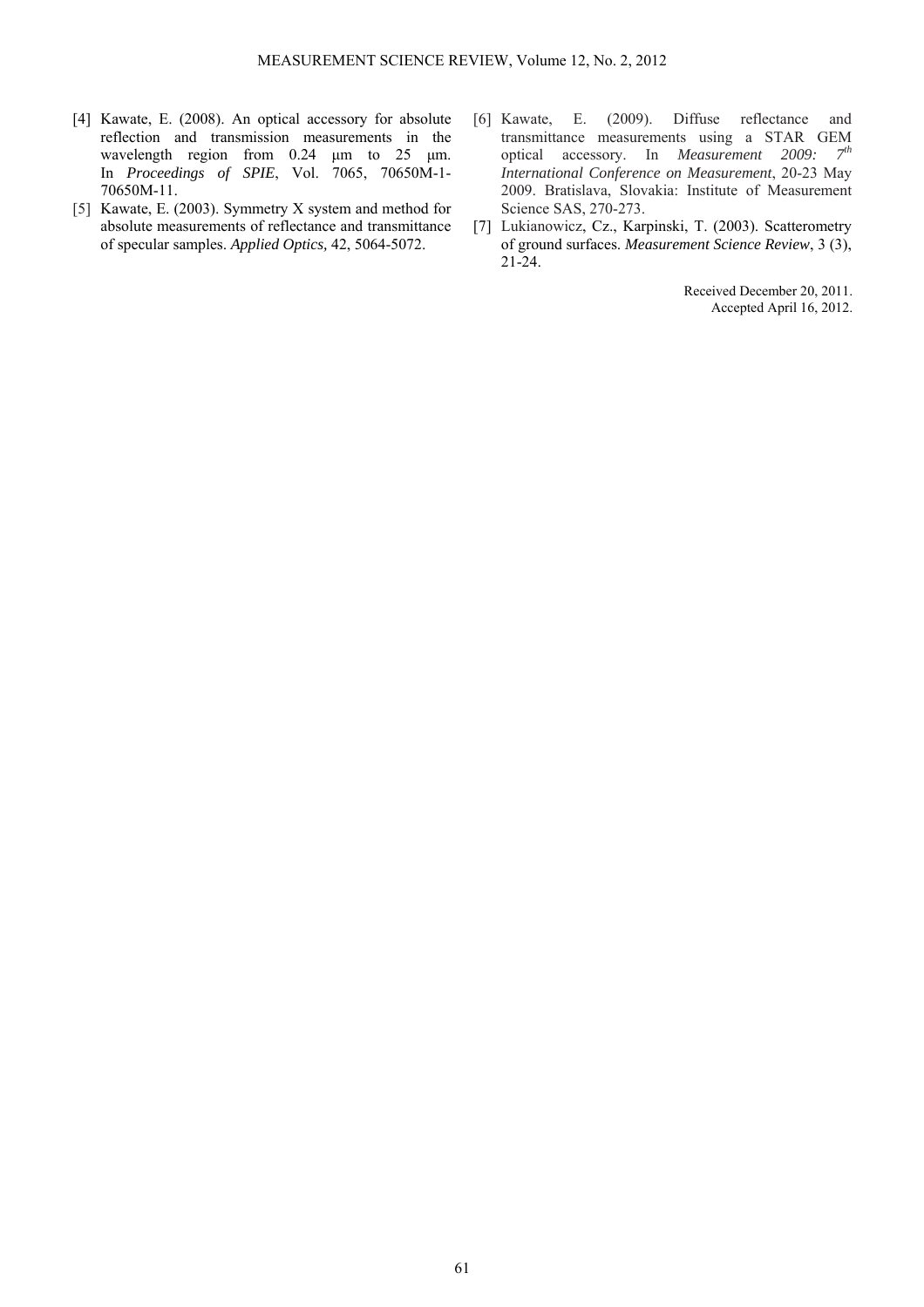[4] Kawate, E. (2008). An optical accessory for absolute reflection and transmission measurements in the wavelength region from 0.24 μm to 25 μm. In *Proceedings of SPIE*, Vol. 7065, 70650M-1-70650M-11.

[5] Kawate, E. (2003). Symmetry X system and method for absolute measurements of reflectance and transmittance of specular samples. *Applied Optics,* 42, 5064-5072.

[6] Kawate, E. (2009). Diffuse reflectance and transmittance measurements using a STAR GEM optical accessory. In *Measurement 2009: 7th International Conference on Measurement*, 20-23 May 2009. Bratislava, Slovakia: Institute of Measurement Science SAS, 270-273.

[7] Lukianowicz, Cz., Karpinski, T. (2003). Scatterometry of ground surfaces. *Measurement Science Review*, 3 (3), 21-24.

Received December 20, 2011.
Accepted April 16, 2012.